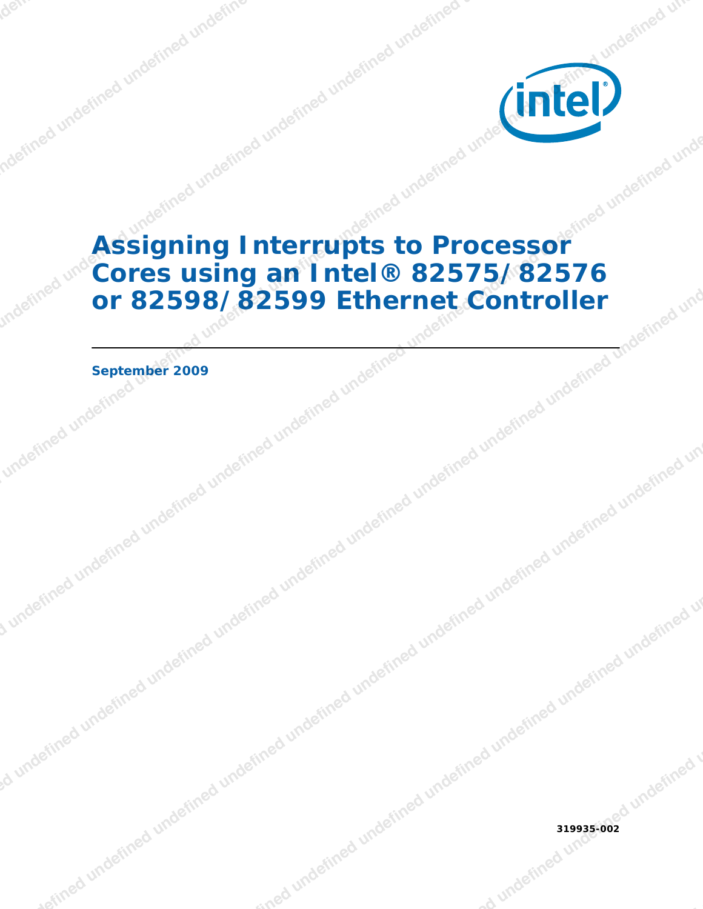# Assigning Interrupts to Processor Cores using an Intel® 82575/82576 or 82598/82599 Ethernet Controller

**September 2009**

319935-002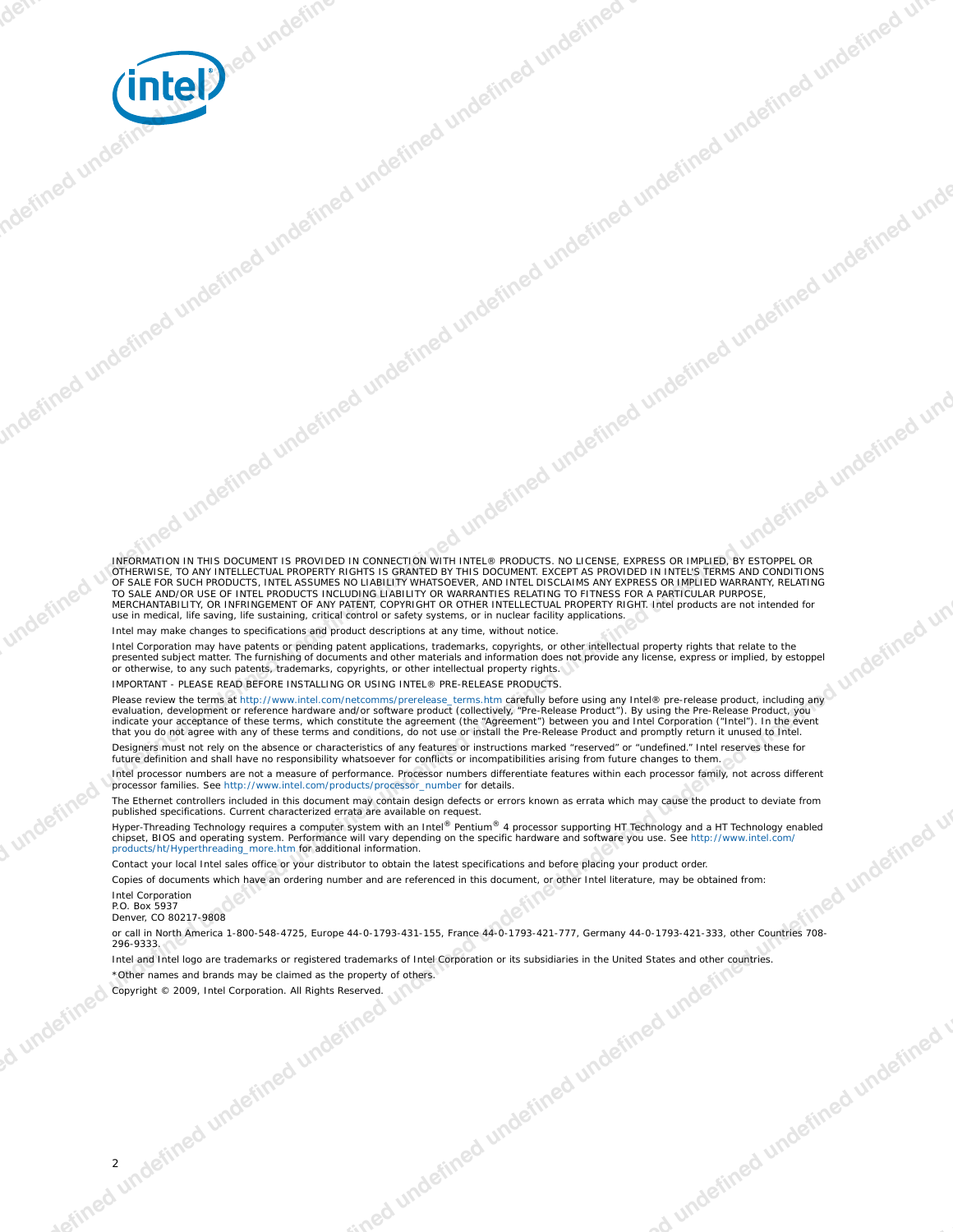INFORMATION IN THIS DOCUMENT IS PROVIDED IN CONNECTION WITH INTEL® PRODUCTS. NO LICENSE, EXPRESS OR IMPLIED, BY ESTOPPEL OR OTHERWISE, TO ANY INTELLECTUAL PROPERTY RIGHTS IS GRANTED BY THIS DOCUMENT. EXCEPT AS PROVIDED IN INTEL'S TERMS AND CONDITIONS OF SALE FOR SUCH PRODUCTS, INTEL ASSUMES NO LIABILITY WHATSOEVER, AND INTEL DISCLAIMS ANY EXPRESS OR IMPLIED WARRANTY, RELATING TO SALE AND/OR USE OF INTEL PRODUCTS INCLUDING LIABILITY OR WARRANTIES RELATING TO FITNESS FOR A PARTICULAR PURPOSE, MERCHANTABILITY, OR INFRINGEMENT OF ANY PATENT, COPYRIGHT OR OTHER INTELLECTUAL PROPERTY RIGHT. Intel products are not intended for use in medical, life saving, life sustaining, critical control or safety systems, or in nuclear facility applications.

Intel may make changes to specifications and product descriptions at any time, without notice.

Intel Corporation may have patents or pending patent applications, trademarks, copyrights, or other intellectual property rights that relate to the presented subject matter. The furnishing of documents and other materials and information does not provide any license, express or implied, by estoppel or otherwise, to any such patents, trademarks, copyrights, or other intellectual property rights.

IMPORTANT - PLEASE READ BEFORE INSTALLING OR USING INTEL® PRE-RELEASE PRODUCTS.

Please review the terms at http://www.intel.com/netcomms/prerelease_terms.htm carefully before using any Intel® pre-release product, including any evaluation, development or reference hardware and/or software product (collectively, "Pre-Release Product"). By using the Pre-Release Product, you indicate your acceptance of these terms, which constitute the agreement (the "Agreement") between you and Intel Corporation ("Intel"). In the event that you do not agree with any of these terms and conditions, do not use or install the Pre-Release Product and promptly return it unused to Intel.

Designers must not rely on the absence or characteristics of any features or instructions marked "reserved" or "undefined." Intel reserves these for future definition and shall have no responsibility whatsoever for conflicts or incompatibilities arising from future changes to them.

Intel processor numbers are not a measure of performance. Processor numbers differentiate features within each processor family, not across different processor families. See http://www.intel.com/products/processor_number for details.

The Ethernet controllers included in this document may contain design defects or errors known as errata which may cause the product to deviate from published specifications. Current characterized errata are available on request.

Hyper-Threading Technology requires a computer system with an Intel® Pentium® 4 processor supporting HT Technology and a HT Technology enabled chipset, BIOS and operating system. Performance will vary depending on the specific hardware and software you use. See http://www.intel.com/products/ht/Hyperthreading_more.htm for additional information.

Contact your local Intel sales office or your distributor to obtain the latest specifications and before placing your product order.

Copies of documents which have an ordering number and are referenced in this document, or other Intel literature, may be obtained from:

Intel Corporation
P.O. Box 5937
Denver, CO 80217-9808

or call in North America 1-800-548-4725, Europe 44-0-1793-431-155, France 44-0-1793-421-777, Germany 44-0-1793-421-333, other Countries 708-296-9333.

Intel and Intel logo are trademarks or registered trademarks of Intel Corporation or its subsidiaries in the United States and other countries.

*Other names and brands may be claimed as the property of others.

Copyright © 2009, Intel Corporation. All Rights Reserved.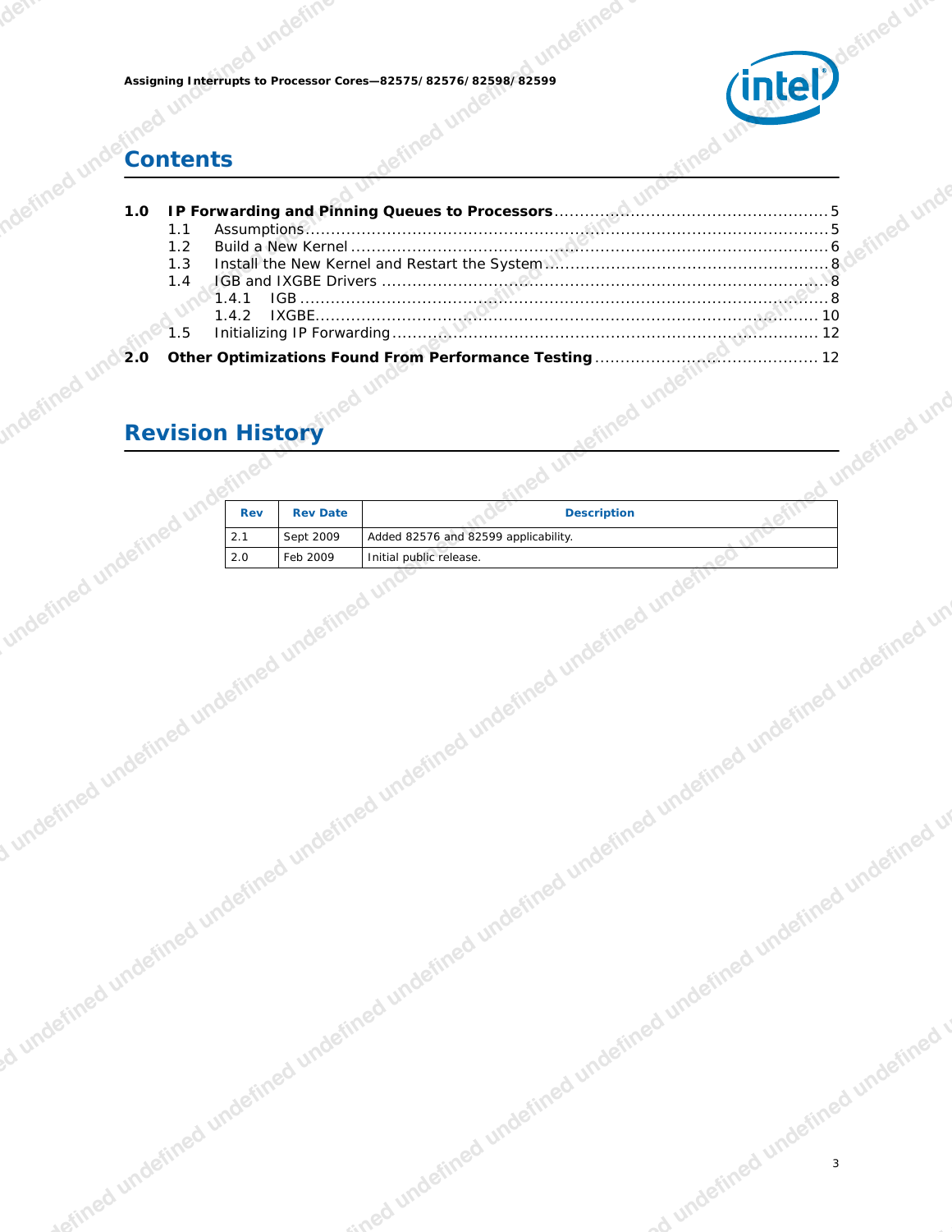# Contents

**1.0 IP Forwarding and Pinning Queues to Processors** .......... 5
- 1.1 Assumptions .......... 5
- 1.2 Build a New Kernel .......... 6
- 1.3 Install the New Kernel and Restart the System .......... 8
- 1.4 IGB and IXGBE Drivers .......... 8
  - 1.4.1 IGB .......... 8
  - 1.4.2 IXGBE .......... 10
- 1.5 Initializing IP Forwarding .......... 12

**2.0 Other Optimizations Found From Performance Testing** .......... 12

# Revision History

| Rev | Rev Date | Description |
|---|---|---|
| 2.1 | Sept 2009 | Added 82576 and 82599 applicability. |
| 2.0 | Feb 2009 | Initial public release. |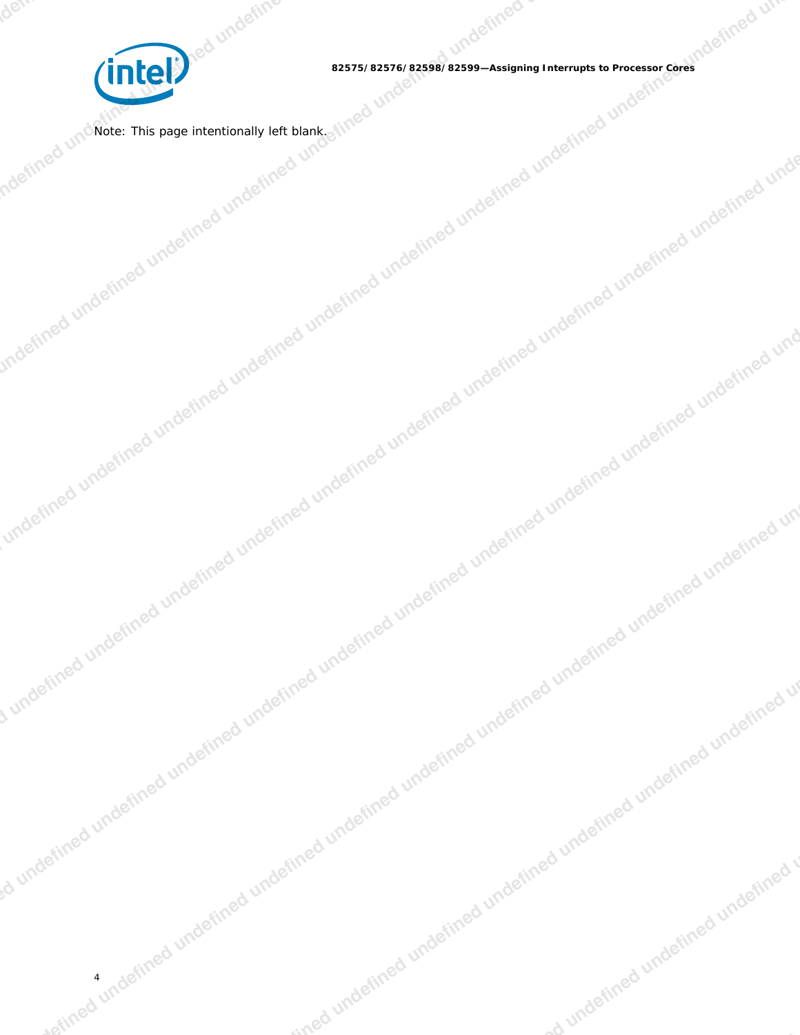Note: This page intentionally left blank.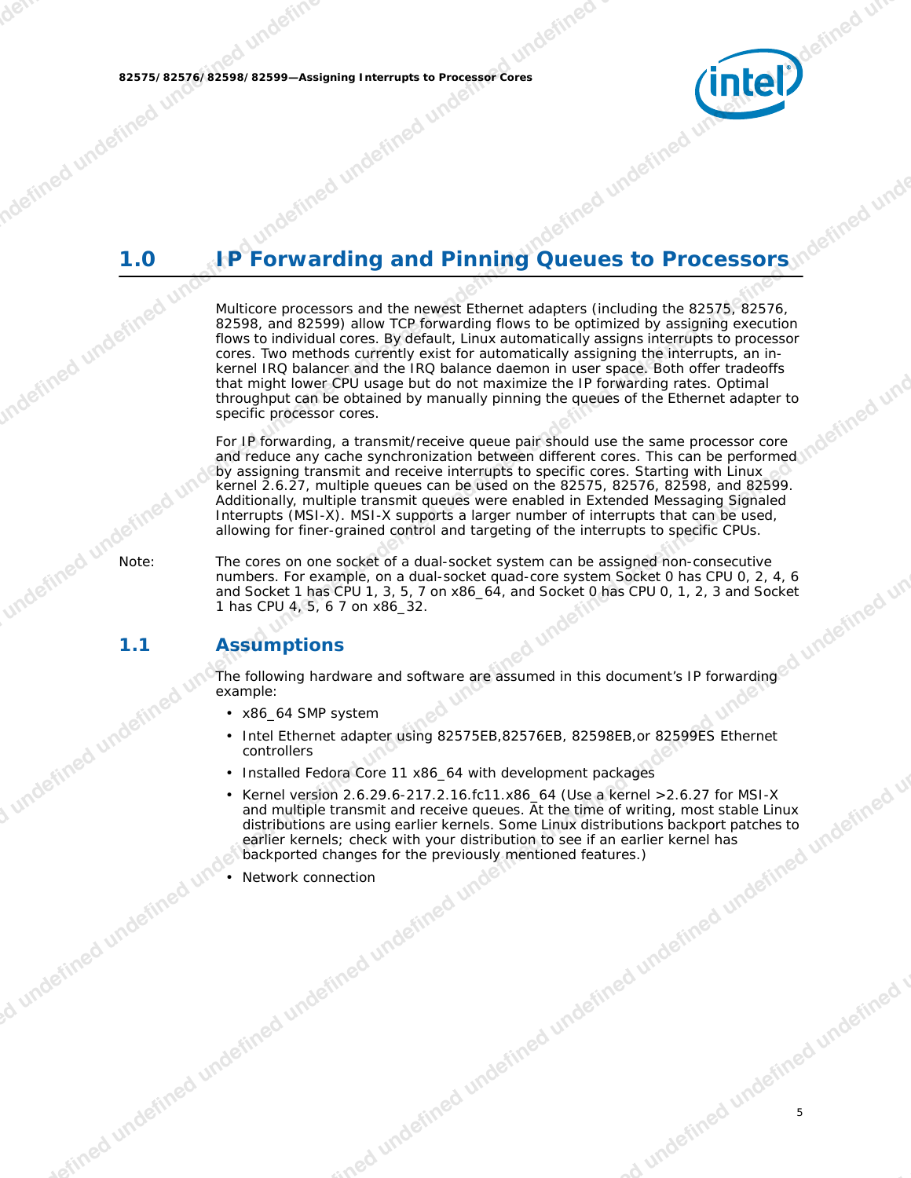# 1.0 IP Forwarding and Pinning Queues to Processors

Multicore processors and the newest Ethernet adapters (including the 82575, 82576, 82598, and 82599) allow TCP forwarding flows to be optimized by assigning execution flows to individual cores. By default, Linux automatically assigns interrupts to processor cores. Two methods currently exist for automatically assigning the interrupts, an in-kernel IRQ balancer and the IRQ balance daemon in user space. Both offer tradeoffs that might lower CPU usage but do not maximize the IP forwarding rates. Optimal throughput can be obtained by manually pinning the queues of the Ethernet adapter to specific processor cores.

For IP forwarding, a transmit/receive queue pair should use the same processor core and reduce any cache synchronization between different cores. This can be performed by assigning transmit and receive interrupts to specific cores. Starting with Linux kernel 2.6.27, multiple queues can be used on the 82575, 82576, 82598, and 82599. Additionally, multiple transmit queues were enabled in Extended Messaging Signaled Interrupts (MSI-X). MSI-X supports a larger number of interrupts that can be used, allowing for finer-grained control and targeting of the interrupts to specific CPUs.

Note: The cores on one socket of a dual-socket system can be assigned non-consecutive numbers. For example, on a dual-socket quad-core system Socket 0 has CPU 0, 2, 4, 6 and Socket 1 has CPU 1, 3, 5, 7 on x86_64, and Socket 0 has CPU 0, 1, 2, 3 and Socket 1 has CPU 4, 5, 6 7 on x86_32.

## 1.1 Assumptions

The following hardware and software are assumed in this document's IP forwarding example:

- x86_64 SMP system
- Intel Ethernet adapter using 82575EB,82576EB, 82598EB,or 82599ES Ethernet controllers
- Installed Fedora Core 11 x86_64 with development packages
- Kernel version 2.6.29.6-217.2.16.fc11.x86_64 (Use a kernel >2.6.27 for MSI-X and multiple transmit and receive queues. At the time of writing, most stable Linux distributions are using earlier kernels. Some Linux distributions backport patches to earlier kernels; check with your distribution to see if an earlier kernel has backported changes for the previously mentioned features.)
- Network connection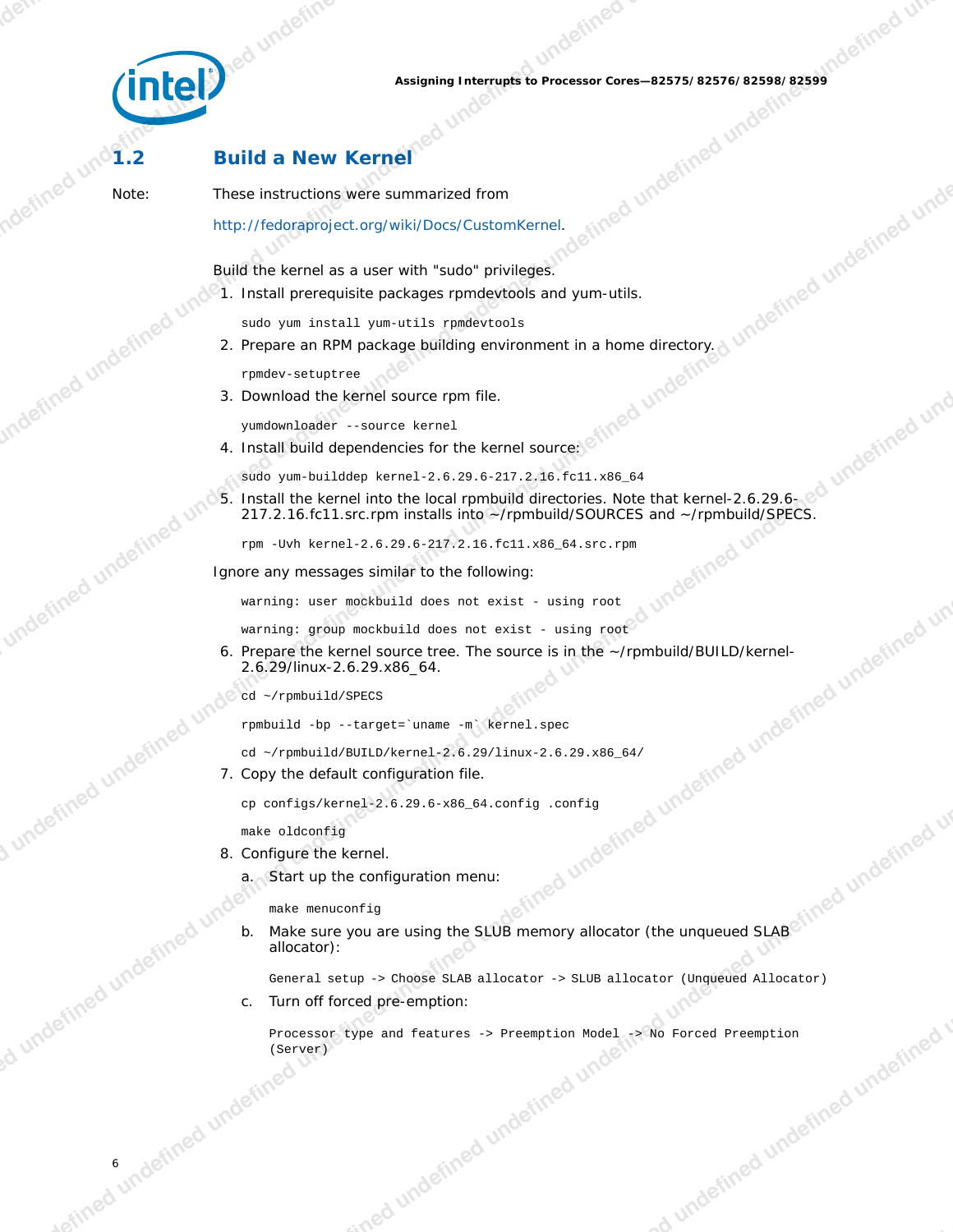## 1.2 Build a New Kernel

Note: These instructions were summarized from http://fedoraproject.org/wiki/Docs/CustomKernel.

Build the kernel as a user with "sudo" privileges.

1. Install prerequisite packages rpmdevtools and yum-utils.

   ```
   sudo yum install yum-utils rpmdevtools
   ```

2. Prepare an RPM package building environment in a home directory.

   ```
   rpmdev-setuptree
   ```

3. Download the kernel source rpm file.

   ```
   yumdownloader --source kernel
   ```

4. Install build dependencies for the kernel source:

   ```
   sudo yum-builddep kernel-2.6.29.6-217.2.16.fc11.x86_64
   ```

5. Install the kernel into the local rpmbuild directories. Note that kernel-2.6.29.6-217.2.16.fc11.src.rpm installs into ~/rpmbuild/SOURCES and ~/rpmbuild/SPECS.

   ```
   rpm -Uvh kernel-2.6.29.6-217.2.16.fc11.x86_64.src.rpm
   ```

Ignore any messages similar to the following:

```
warning: user mockbuild does not exist - using root
warning: group mockbuild does not exist - using root
```

6. Prepare the kernel source tree. The source is in the ~/rpmbuild/BUILD/kernel-2.6.29/linux-2.6.29.x86_64.

   ```
   cd ~/rpmbuild/SPECS
   rpmbuild -bp --target=`uname -m` kernel.spec
   cd ~/rpmbuild/BUILD/kernel-2.6.29/linux-2.6.29.x86_64/
   ```

7. Copy the default configuration file.

   ```
   cp configs/kernel-2.6.29.6-x86_64.config .config
   make oldconfig
   ```

8. Configure the kernel.

   a. Start up the configuration menu:

      ```
      make menuconfig
      ```

   b. Make sure you are using the SLUB memory allocator (the unqueued SLAB allocator):

      ```
      General setup -> Choose SLAB allocator -> SLUB allocator (Unqueued Allocator)
      ```

   c. Turn off forced pre-emption:

      ```
      Processor type and features -> Preemption Model -> No Forced Preemption
      (Server)
      ```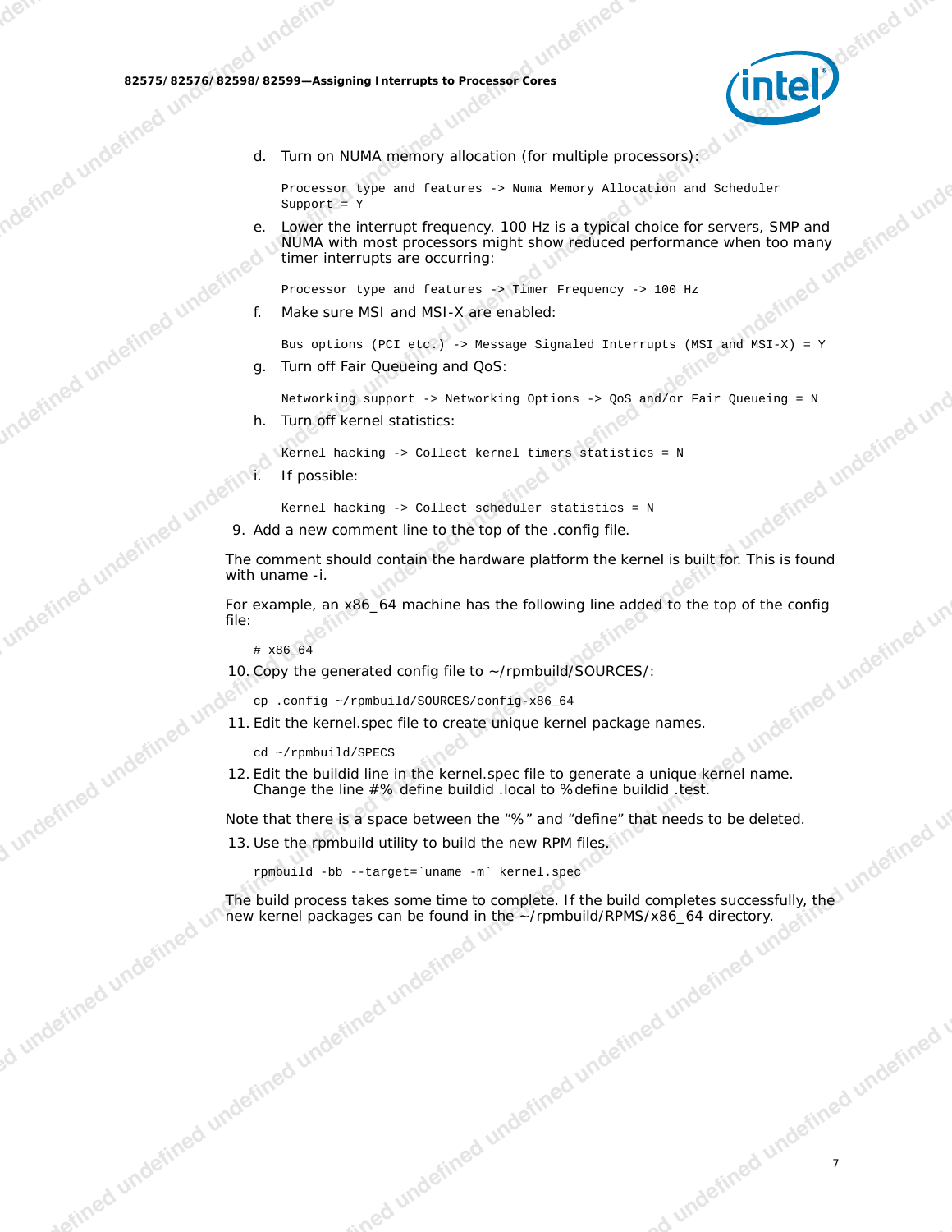d. Turn on NUMA memory allocation (for multiple processors):

```
Processor type and features -> Numa Memory Allocation and Scheduler
Support = Y
```

e. Lower the interrupt frequency. 100 Hz is a typical choice for servers, SMP and NUMA with most processors might show reduced performance when too many timer interrupts are occurring:

```
Processor type and features -> Timer Frequency -> 100 Hz
```

f. Make sure MSI and MSI-X are enabled:

```
Bus options (PCI etc.) -> Message Signaled Interrupts (MSI and MSI-X) = Y
```

g. Turn off Fair Queueing and QoS:

```
Networking support -> Networking Options -> QoS and/or Fair Queueing = N
```

h. Turn off kernel statistics:

```
Kernel hacking -> Collect kernel timers statistics = N
```

i. If possible:

```
Kernel hacking -> Collect scheduler statistics = N
```

9. Add a new comment line to the top of the .config file.

The comment should contain the hardware platform the kernel is built for. This is found with uname -i.

For example, an x86_64 machine has the following line added to the top of the config file:

```
# x86_64
```

10. Copy the generated config file to ~/rpmbuild/SOURCES/:

```
cp .config ~/rpmbuild/SOURCES/config-x86_64
```

11. Edit the kernel.spec file to create unique kernel package names.

```
cd ~/rpmbuild/SPECS
```

12. Edit the buildid line in the kernel.spec file to generate a unique kernel name. Change the line #% define buildid .local to %define buildid .test.

Note that there is a space between the "%" and "define" that needs to be deleted.

13. Use the rpmbuild utility to build the new RPM files.

```
rpmbuild -bb --target=`uname -m` kernel.spec
```

The build process takes some time to complete. If the build completes successfully, the new kernel packages can be found in the ~/rpmbuild/RPMS/x86_64 directory.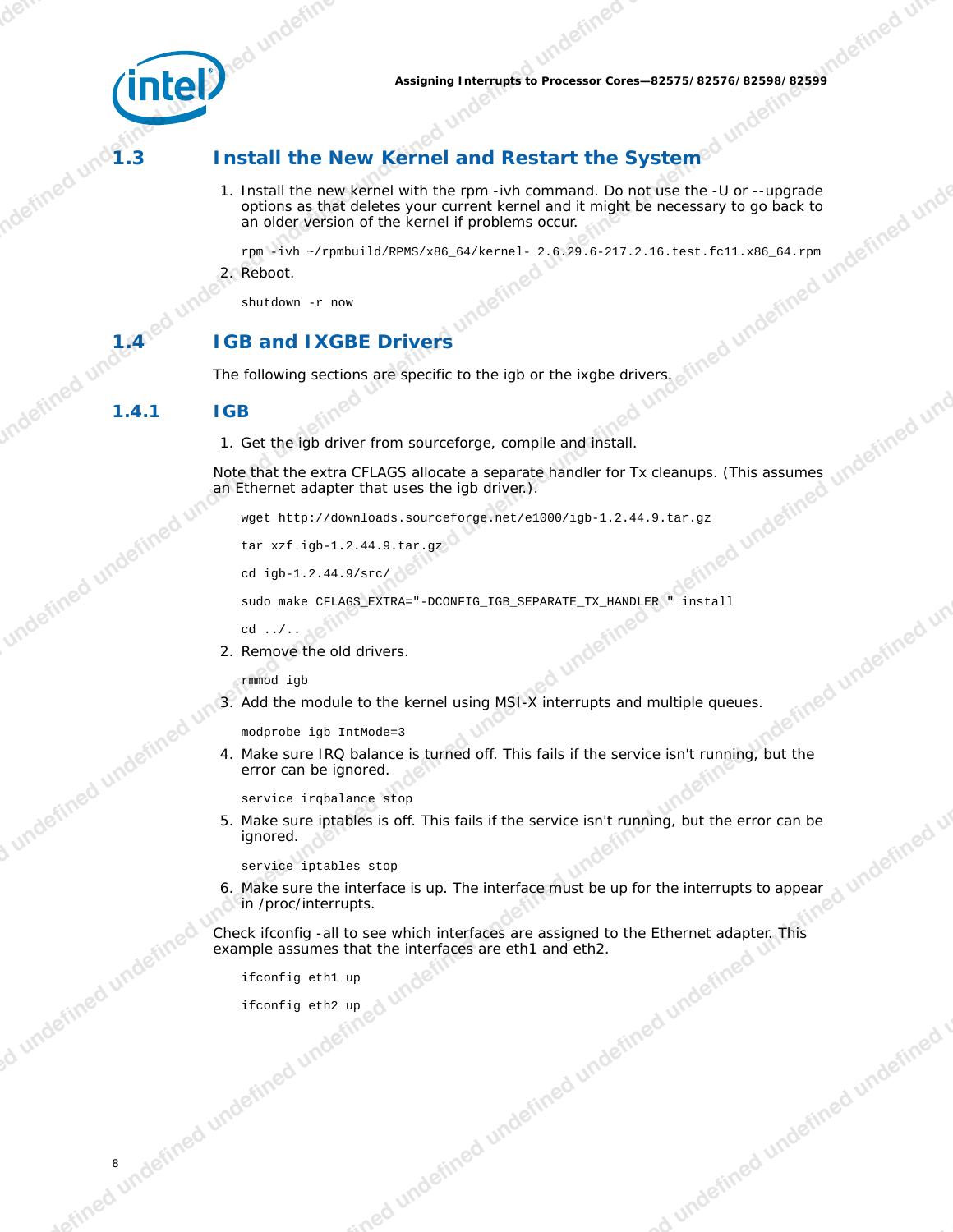## 1.3 Install the New Kernel and Restart the System

1. Install the new kernel with the rpm -ivh command. Do not use the -U or --upgrade options as that deletes your current kernel and it might be necessary to go back to an older version of the kernel if problems occur.

```
rpm -ivh ~/rpmbuild/RPMS/x86_64/kernel- 2.6.29.6-217.2.16.test.fc11.x86_64.rpm
```

2. Reboot.

```
shutdown -r now
```

## 1.4 IGB and IXGBE Drivers

The following sections are specific to the igb or the ixgbe drivers.

### 1.4.1 IGB

1. Get the igb driver from sourceforge, compile and install.

Note that the extra CFLAGS allocate a separate handler for Tx cleanups. (This assumes an Ethernet adapter that uses the igb driver.).

```
wget http://downloads.sourceforge.net/e1000/igb-1.2.44.9.tar.gz

tar xzf igb-1.2.44.9.tar.gz

cd igb-1.2.44.9/src/

sudo make CFLAGS_EXTRA="-DCONFIG_IGB_SEPARATE_TX_HANDLER " install

cd ../..
```

2. Remove the old drivers.

```
rmmod igb
```

3. Add the module to the kernel using MSI-X interrupts and multiple queues.

```
modprobe igb IntMode=3
```

4. Make sure IRQ balance is turned off. This fails if the service isn't running, but the error can be ignored.

```
service irqbalance stop
```

5. Make sure iptables is off. This fails if the service isn't running, but the error can be ignored.

```
service iptables stop
```

6. Make sure the interface is up. The interface must be up for the interrupts to appear in /proc/interrupts.

Check ifconfig -all to see which interfaces are assigned to the Ethernet adapter. This example assumes that the interfaces are eth1 and eth2.

```
ifconfig eth1 up

ifconfig eth2 up
```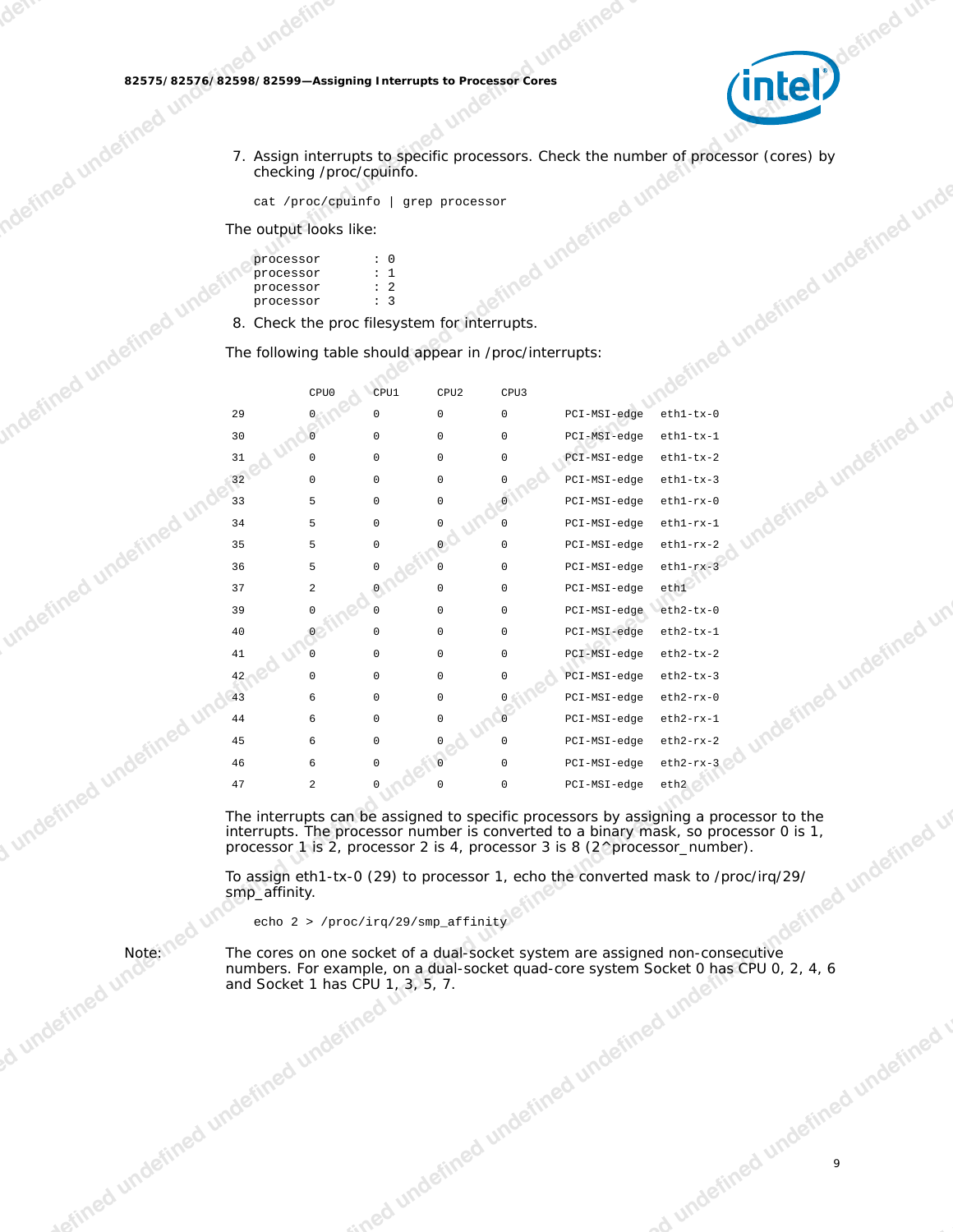7. Assign interrupts to specific processors. Check the number of processor (cores) by checking /proc/cpuinfo.

```
cat /proc/cpuinfo | grep processor
```

The output looks like:

```
processor       : 0
processor       : 1
processor       : 2
processor       : 3
```

8. Check the proc filesystem for interrupts.

The following table should appear in /proc/interrupts:

| | CPU0 | CPU1 | CPU2 | CPU3 | | |
|---|---|---|---|---|---|---|
| 29 | 0 | 0 | 0 | 0 | PCI-MSI-edge | eth1-tx-0 |
| 30 | 0 | 0 | 0 | 0 | PCI-MSI-edge | eth1-tx-1 |
| 31 | 0 | 0 | 0 | 0 | PCI-MSI-edge | eth1-tx-2 |
| 32 | 0 | 0 | 0 | 0 | PCI-MSI-edge | eth1-tx-3 |
| 33 | 5 | 0 | 0 | 0 | PCI-MSI-edge | eth1-rx-0 |
| 34 | 5 | 0 | 0 | 0 | PCI-MSI-edge | eth1-rx-1 |
| 35 | 5 | 0 | 0 | 0 | PCI-MSI-edge | eth1-rx-2 |
| 36 | 5 | 0 | 0 | 0 | PCI-MSI-edge | eth1-rx-3 |
| 37 | 2 | 0 | 0 | 0 | PCI-MSI-edge | eth1 |
| 39 | 0 | 0 | 0 | 0 | PCI-MSI-edge | eth2-tx-0 |
| 40 | 0 | 0 | 0 | 0 | PCI-MSI-edge | eth2-tx-1 |
| 41 | 0 | 0 | 0 | 0 | PCI-MSI-edge | eth2-tx-2 |
| 42 | 0 | 0 | 0 | 0 | PCI-MSI-edge | eth2-tx-3 |
| 43 | 6 | 0 | 0 | 0 | PCI-MSI-edge | eth2-rx-0 |
| 44 | 6 | 0 | 0 | 0 | PCI-MSI-edge | eth2-rx-1 |
| 45 | 6 | 0 | 0 | 0 | PCI-MSI-edge | eth2-rx-2 |
| 46 | 6 | 0 | 0 | 0 | PCI-MSI-edge | eth2-rx-3 |
| 47 | 2 | 0 | 0 | 0 | PCI-MSI-edge | eth2 |

The interrupts can be assigned to specific processors by assigning a processor to the interrupts. The processor number is converted to a binary mask, so processor 0 is 1, processor 1 is 2, processor 2 is 4, processor 3 is 8 (2^processor_number).

To assign eth1-tx-0 (29) to processor 1, echo the converted mask to /proc/irq/29/smp_affinity.

```
echo 2 > /proc/irq/29/smp_affinity
```

Note: The cores on one socket of a dual-socket system are assigned non-consecutive numbers. For example, on a dual-socket quad-core system Socket 0 has CPU 0, 2, 4, 6 and Socket 1 has CPU 1, 3, 5, 7.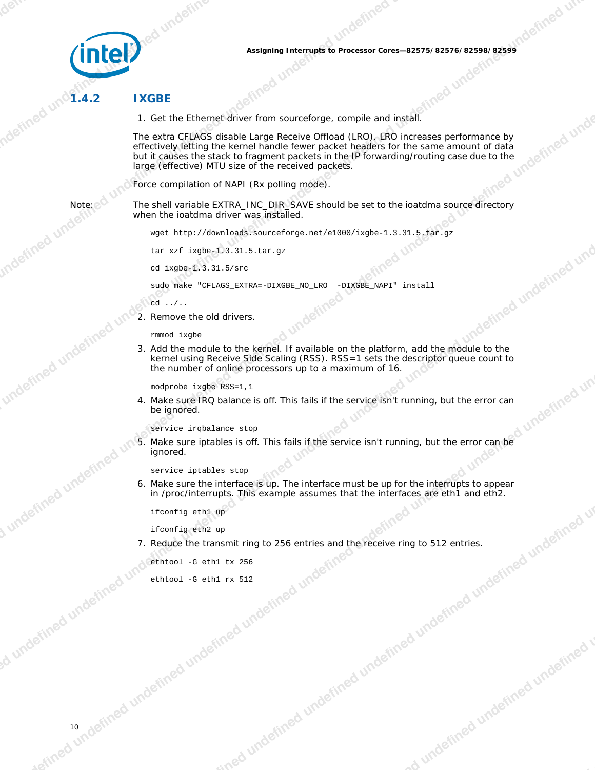### 1.4.2 IXGBE

1. Get the Ethernet driver from sourceforge, compile and install.

   The extra CFLAGS disable Large Receive Offload (LRO). LRO increases performance by effectively letting the kernel handle fewer packet headers for the same amount of data but it causes the stack to fragment packets in the IP forwarding/routing case due to the large (effective) MTU size of the received packets.

   Force compilation of NAPI (Rx polling mode).

   Note: The shell variable EXTRA_INC_DIR_SAVE should be set to the ioatdma source directory when the ioatdma driver was installed.

   ```
   wget http://downloads.sourceforge.net/e1000/ixgbe-1.3.31.5.tar.gz

   tar xzf ixgbe-1.3.31.5.tar.gz

   cd ixgbe-1.3.31.5/src

   sudo make "CFLAGS_EXTRA=-DIXGBE_NO_LRO  -DIXGBE_NAPI" install

   cd ../..
   ```

2. Remove the old drivers.

   ```
   rmmod ixgbe
   ```

3. Add the module to the kernel. If available on the platform, add the module to the kernel using Receive Side Scaling (RSS). RSS=1 sets the descriptor queue count to the number of online processors up to a maximum of 16.

   ```
   modprobe ixgbe RSS=1,1
   ```

4. Make sure IRQ balance is off. This fails if the service isn't running, but the error can be ignored.

   ```
   service irqbalance stop
   ```

5. Make sure iptables is off. This fails if the service isn't running, but the error can be ignored.

   ```
   service iptables stop
   ```

6. Make sure the interface is up. The interface must be up for the interrupts to appear in /proc/interrupts. This example assumes that the interfaces are eth1 and eth2.

   ```
   ifconfig eth1 up

   ifconfig eth2 up
   ```

7. Reduce the transmit ring to 256 entries and the receive ring to 512 entries.

   ```
   ethtool -G eth1 tx 256

   ethtool -G eth1 rx 512
   ```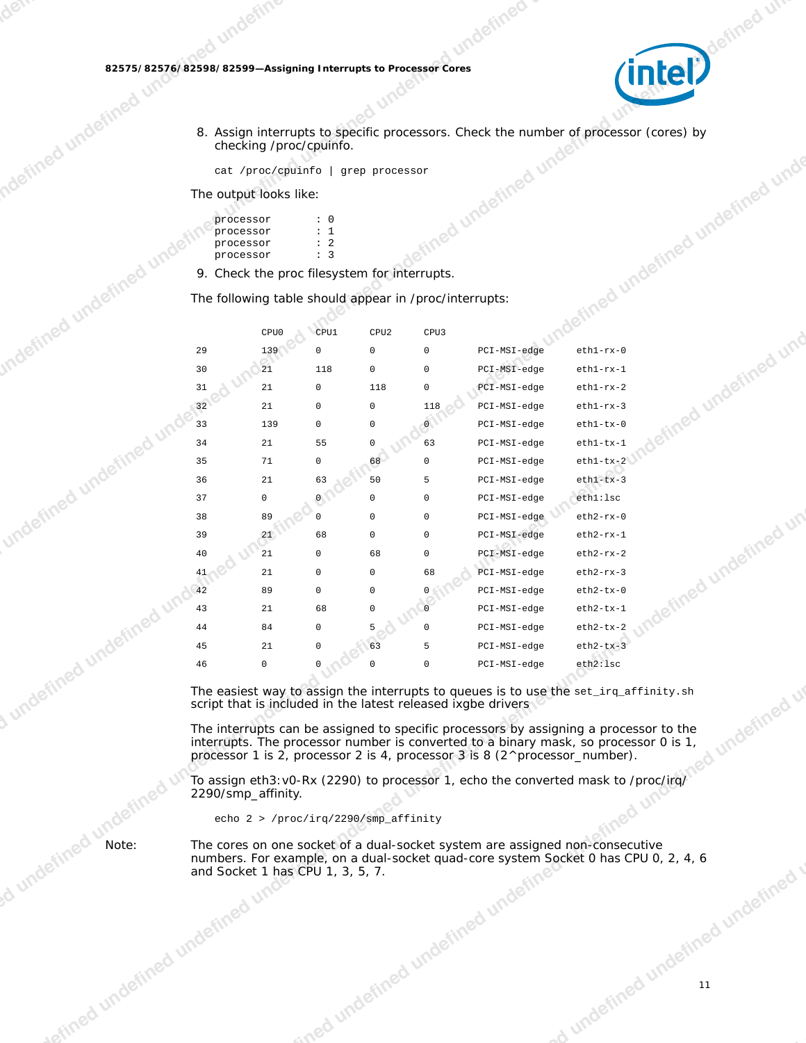8. Assign interrupts to specific processors. Check the number of processor (cores) by checking /proc/cpuinfo.

```
cat /proc/cpuinfo | grep processor
```

The output looks like:

```
processor       : 0
processor       : 1
processor       : 2
processor       : 3
```

9. Check the proc filesystem for interrupts.

The following table should appear in /proc/interrupts:

| | CPU0 | CPU1 | CPU2 | CPU3 | | |
|---|---|---|---|---|---|---|
| 29 | 139 | 0 | 0 | 0 | PCI-MSI-edge | eth1-rx-0 |
| 30 | 21 | 118 | 0 | 0 | PCI-MSI-edge | eth1-rx-1 |
| 31 | 21 | 0 | 118 | 0 | PCI-MSI-edge | eth1-rx-2 |
| 32 | 21 | 0 | 0 | 118 | PCI-MSI-edge | eth1-rx-3 |
| 33 | 139 | 0 | 0 | 0 | PCI-MSI-edge | eth1-tx-0 |
| 34 | 21 | 55 | 0 | 63 | PCI-MSI-edge | eth1-tx-1 |
| 35 | 71 | 0 | 68 | 0 | PCI-MSI-edge | eth1-tx-2 |
| 36 | 21 | 63 | 50 | 5 | PCI-MSI-edge | eth1-tx-3 |
| 37 | 0 | 0 | 0 | 0 | PCI-MSI-edge | eth1:lsc |
| 38 | 89 | 0 | 0 | 0 | PCI-MSI-edge | eth2-rx-0 |
| 39 | 21 | 68 | 0 | 0 | PCI-MSI-edge | eth2-rx-1 |
| 40 | 21 | 0 | 68 | 0 | PCI-MSI-edge | eth2-rx-2 |
| 41 | 21 | 0 | 0 | 68 | PCI-MSI-edge | eth2-rx-3 |
| 42 | 89 | 0 | 0 | 0 | PCI-MSI-edge | eth2-tx-0 |
| 43 | 21 | 68 | 0 | 0 | PCI-MSI-edge | eth2-tx-1 |
| 44 | 84 | 0 | 5 | 0 | PCI-MSI-edge | eth2-tx-2 |
| 45 | 21 | 0 | 63 | 5 | PCI-MSI-edge | eth2-tx-3 |
| 46 | 0 | 0 | 0 | 0 | PCI-MSI-edge | eth2:lsc |

The easiest way to assign the interrupts to queues is to use the `set_irq_affinity.sh` script that is included in the latest released ixgbe drivers

The interrupts can be assigned to specific processors by assigning a processor to the interrupts. The processor number is converted to a binary mask, so processor 0 is 1, processor 1 is 2, processor 2 is 4, processor 3 is 8 (2^processor_number).

To assign eth3:v0-Rx (2290) to processor 1, echo the converted mask to /proc/irq/2290/smp_affinity.

```
echo 2 > /proc/irq/2290/smp_affinity
```

Note: The cores on one socket of a dual-socket system are assigned non-consecutive numbers. For example, on a dual-socket quad-core system Socket 0 has CPU 0, 2, 4, 6 and Socket 1 has CPU 1, 3, 5, 7.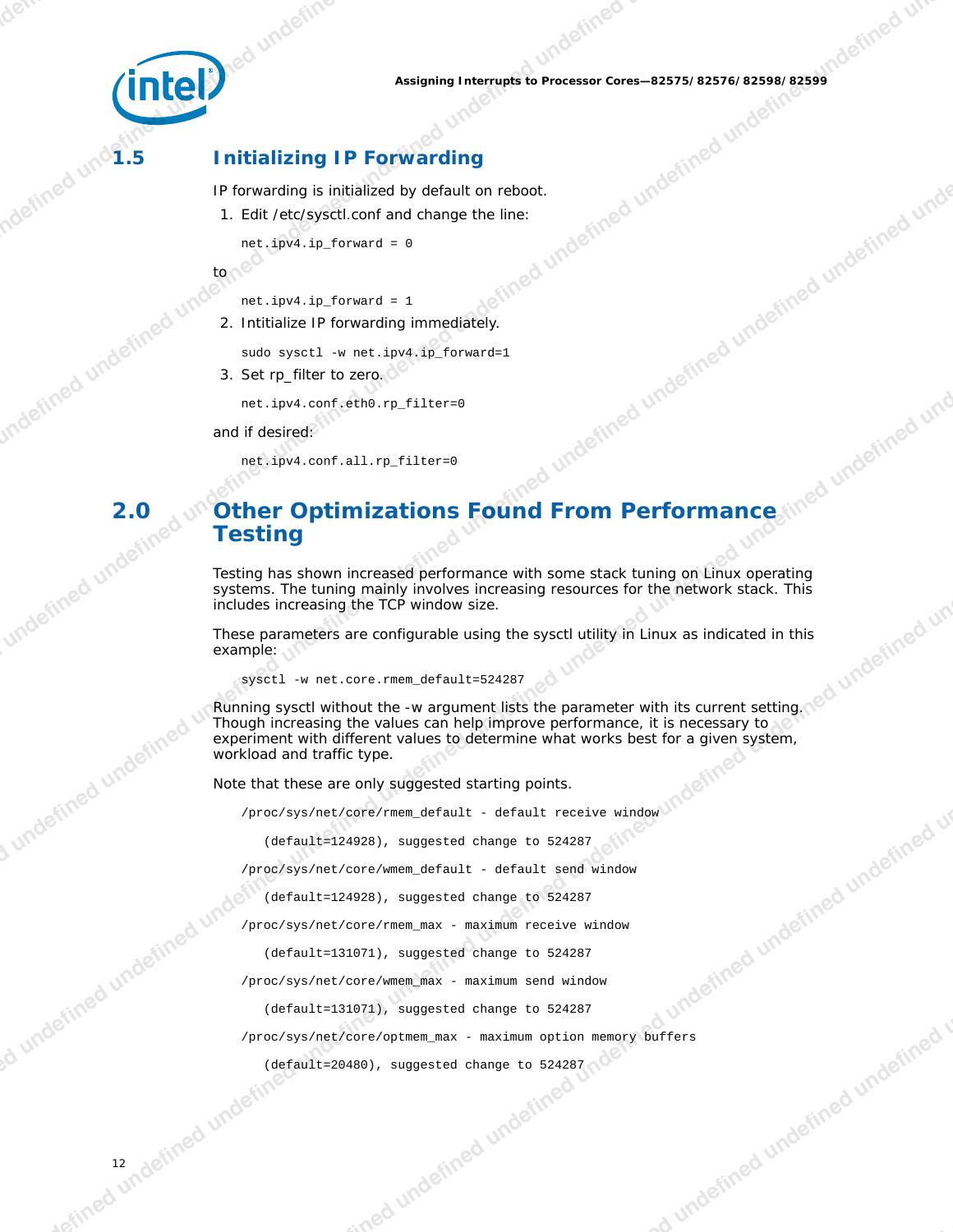## 1.5 Initializing IP Forwarding

IP forwarding is initialized by default on reboot.

1. Edit /etc/sysctl.conf and change the line:

```
net.ipv4.ip_forward = 0
```

to

```
net.ipv4.ip_forward = 1
```

2. Intitialize IP forwarding immediately.

```
sudo sysctl -w net.ipv4.ip_forward=1
```

3. Set rp_filter to zero.

```
net.ipv4.conf.eth0.rp_filter=0
```

and if desired:

```
net.ipv4.conf.all.rp_filter=0
```

# 2.0 Other Optimizations Found From Performance Testing

Testing has shown increased performance with some stack tuning on Linux operating systems. The tuning mainly involves increasing resources for the network stack. This includes increasing the TCP window size.

These parameters are configurable using the sysctl utility in Linux as indicated in this example:

```
sysctl -w net.core.rmem_default=524287
```

Running sysctl without the -w argument lists the parameter with its current setting. Though increasing the values can help improve performance, it is necessary to experiment with different values to determine what works best for a given system, workload and traffic type.

Note that these are only suggested starting points.

```
/proc/sys/net/core/rmem_default - default receive window
   (default=124928), suggested change to 524287
/proc/sys/net/core/wmem_default - default send window
   (default=124928), suggested change to 524287
/proc/sys/net/core/rmem_max - maximum receive window
   (default=131071), suggested change to 524287
/proc/sys/net/core/wmem_max - maximum send window
   (default=131071), suggested change to 524287
/proc/sys/net/core/optmem_max - maximum option memory buffers
   (default=20480), suggested change to 524287
```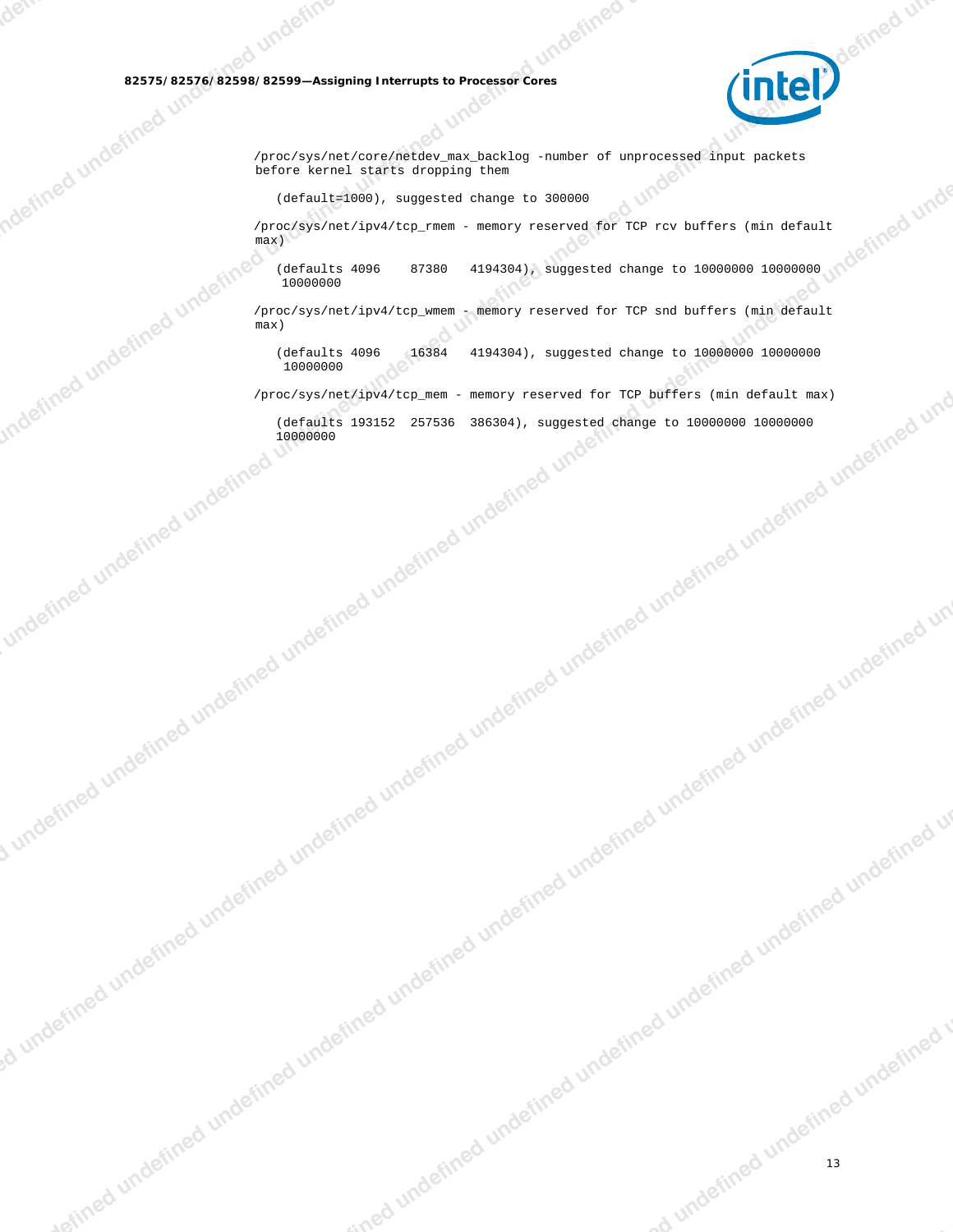```
/proc/sys/net/core/netdev_max_backlog -number of unprocessed input packets
before kernel starts dropping them

   (default=1000), suggested change to 300000

/proc/sys/net/ipv4/tcp_rmem - memory reserved for TCP rcv buffers (min default
max)

   (defaults 4096    87380   4194304), suggested change to 10000000 10000000
    10000000

/proc/sys/net/ipv4/tcp_wmem - memory reserved for TCP snd buffers (min default
max)

   (defaults 4096    16384   4194304), suggested change to 10000000 10000000
    10000000

/proc/sys/net/ipv4/tcp_mem - memory reserved for TCP buffers (min default max)

   (defaults 193152  257536  386304), suggested change to 10000000 10000000
   10000000
```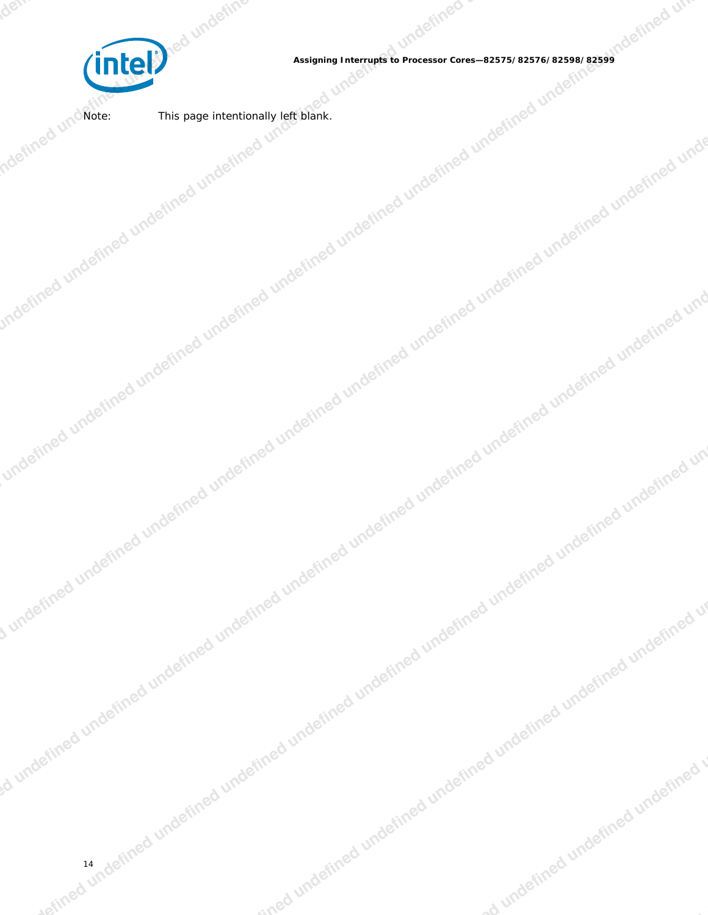Note: This page intentionally left blank.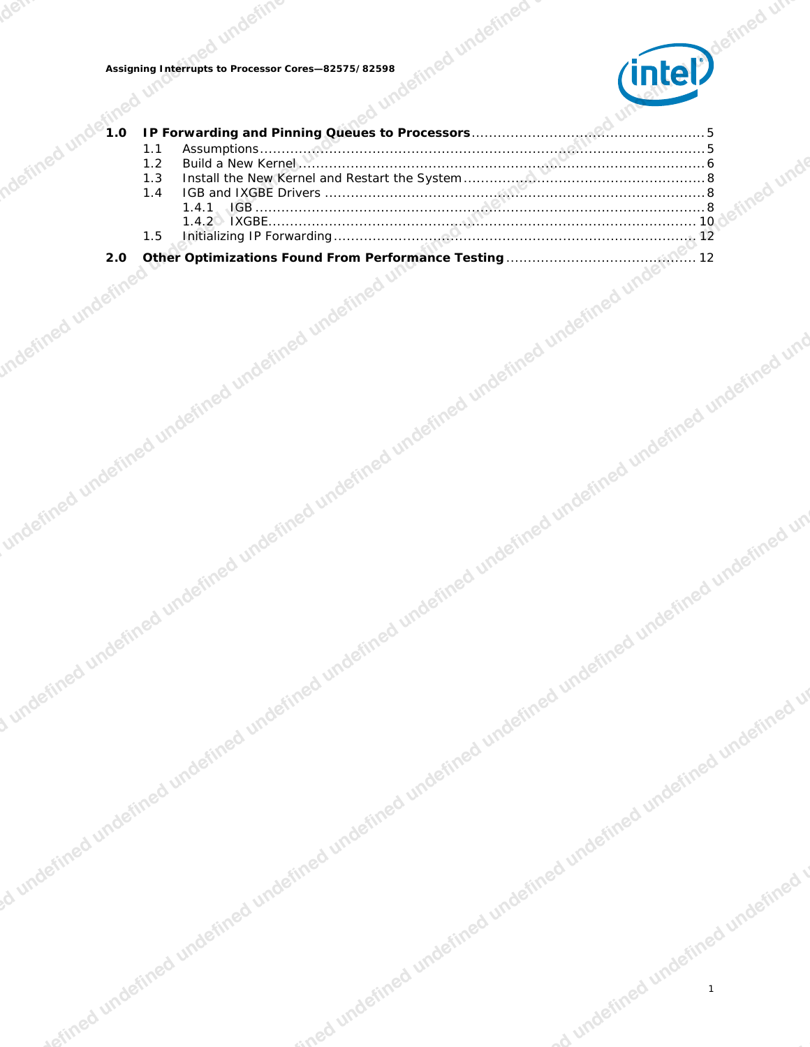1.0 **IP Forwarding and Pinning Queues to Processors** ...................................................... 5
- 1.1 Assumptions ....................................................................................................... 5
- 1.2 Build a New Kernel ............................................................................................. 6
- 1.3 Install the New Kernel and Restart the System ........................................................ 8
- 1.4 IGB and IXGBE Drivers ........................................................................................ 8
  - 1.4.1 IGB ....................................................................................................... 8
  - 1.4.2 IXGBE.................................................................................................. 10
- 1.5 Initializing IP Forwarding .................................................................................... 12

2.0 **Other Optimizations Found From Performance Testing** ........................................... 12